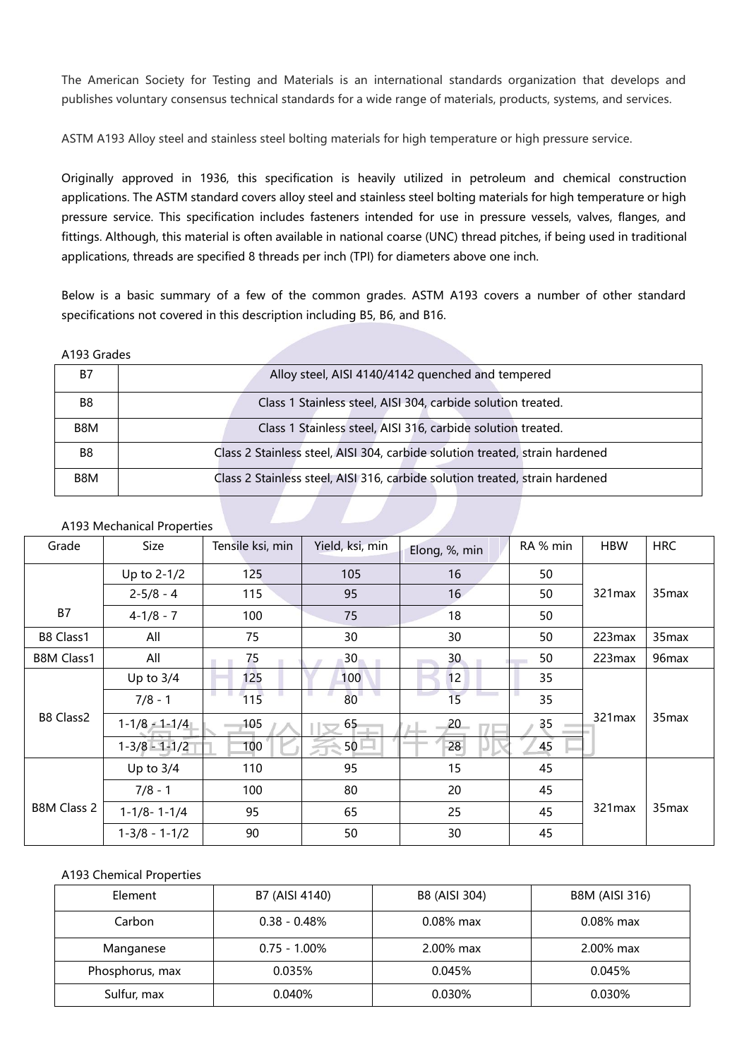The American Society for Testing and Materials is an international standards organization that develops and publishes voluntary consensus technical standards for a wide range of materials, products, systems, and services.

ASTM A193 Alloy steel and stainless steel bolting materials for high temperature or high pressure service.

Originally approved in 1936, this specification is heavily utilized in petroleum and chemical construction applications. The ASTM standard covers alloy steel and stainless steel bolting materials for high temperature or high pressure service. This specification includes fasteners intended for use in pressure vessels, valves, flanges, and fittings. Although, this material is often available in national coarse (UNC) thread pitches, if being used in traditional applications, threads are specified 8 threads per inch (TPI) for diameters above one inch.

Below is a basic summary of a few of the common grades. ASTM A193 covers a number of other standard specifications not covered in this description including B5, B6, and B16.

A193 Grades

| | |
|---|---|
| B7 | Alloy steel, AISI 4140/4142 quenched and tempered |
| B8 | Class 1 Stainless steel, AISI 304, carbide solution treated. |
| B8M | Class 1 Stainless steel, AISI 316, carbide solution treated. |
| B8 | Class 2 Stainless steel, AISI 304, carbide solution treated, strain hardened |
| B8M | Class 2 Stainless steel, AISI 316, carbide solution treated, strain hardened |

A193 Mechanical Properties

| Grade | Size | Tensile ksi, min | Yield, ksi, min | Elong, %, min | RA % min | HBW | HRC |
|---|---|---|---|---|---|---|---|
| B7 | Up to 2-1/2 | 125 | 105 | 16 | 50 | 321max | 35max |
| | 2-5/8 - 4 | 115 | 95 | 16 | 50 | | |
| | 4-1/8 - 7 | 100 | 75 | 18 | 50 | | |
| B8 Class1 | All | 75 | 30 | 30 | 50 | 223max | 35max |
| B8M Class1 | All | 75 | 30 | 30 | 50 | 223max | 96max |
| B8 Class2 | Up to 3/4 | 125 | 100 | 12 | 35 | 321max | 35max |
| | 7/8 - 1 | 115 | 80 | 15 | 35 | | |
| | 1-1/8 - 1-1/4 | 105 | 65 | 20 | 35 | | |
| | 1-3/8 - 1-1/2 | 100 | 50 | 28 | 45 | | |
| B8M Class 2 | Up to 3/4 | 110 | 95 | 15 | 45 | 321max | 35max |
| | 7/8 - 1 | 100 | 80 | 20 | 45 | | |
| | 1-1/8- 1-1/4 | 95 | 65 | 25 | 45 | | |
| | 1-3/8 - 1-1/2 | 90 | 50 | 30 | 45 | | |

A193 Chemical Properties

| Element | B7 (AISI 4140) | B8 (AISI 304) | B8M (AISI 316) |
|---|---|---|---|
| Carbon | 0.38 - 0.48% | 0.08% max | 0.08% max |
| Manganese | 0.75 - 1.00% | 2.00% max | 2.00% max |
| Phosphorus, max | 0.035% | 0.045% | 0.045% |
| Sulfur, max | 0.040% | 0.030% | 0.030% |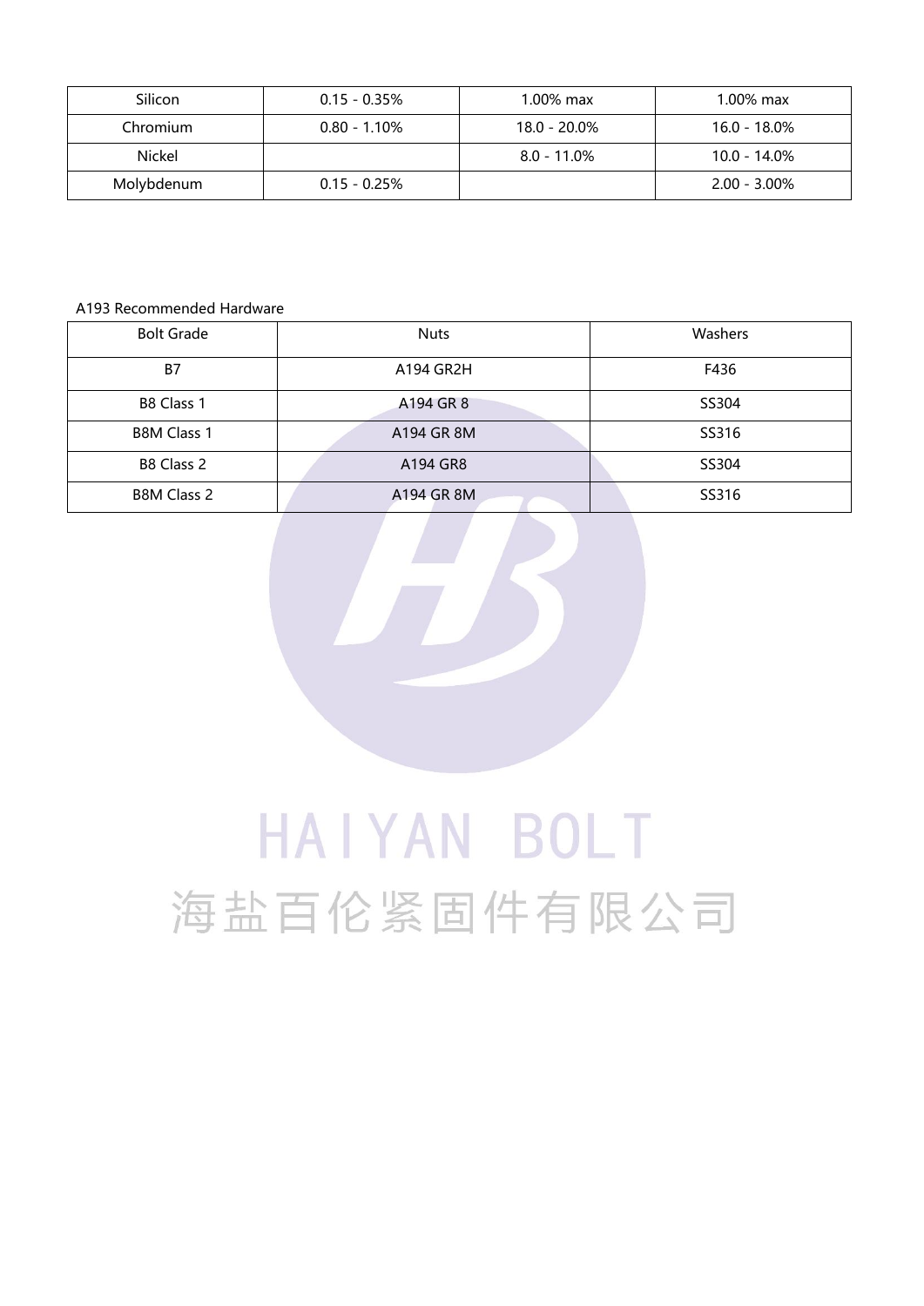| | | | |
|---|---|---|---|
| Silicon | 0.15 - 0.35% | 1.00% max | 1.00% max |
| Chromium | 0.80 - 1.10% | 18.0 - 20.0% | 16.0 - 18.0% |
| Nickel | | 8.0 - 11.0% | 10.0 - 14.0% |
| Molybdenum | 0.15 - 0.25% | | 2.00 - 3.00% |

A193 Recommended Hardware

| Bolt Grade | Nuts | Washers |
|---|---|---|
| B7 | A194 GR2H | F436 |
| B8 Class 1 | A194 GR 8 | SS304 |
| B8M Class 1 | A194 GR 8M | SS316 |
| B8 Class 2 | A194 GR8 | SS304 |
| B8M Class 2 | A194 GR 8M | SS316 |